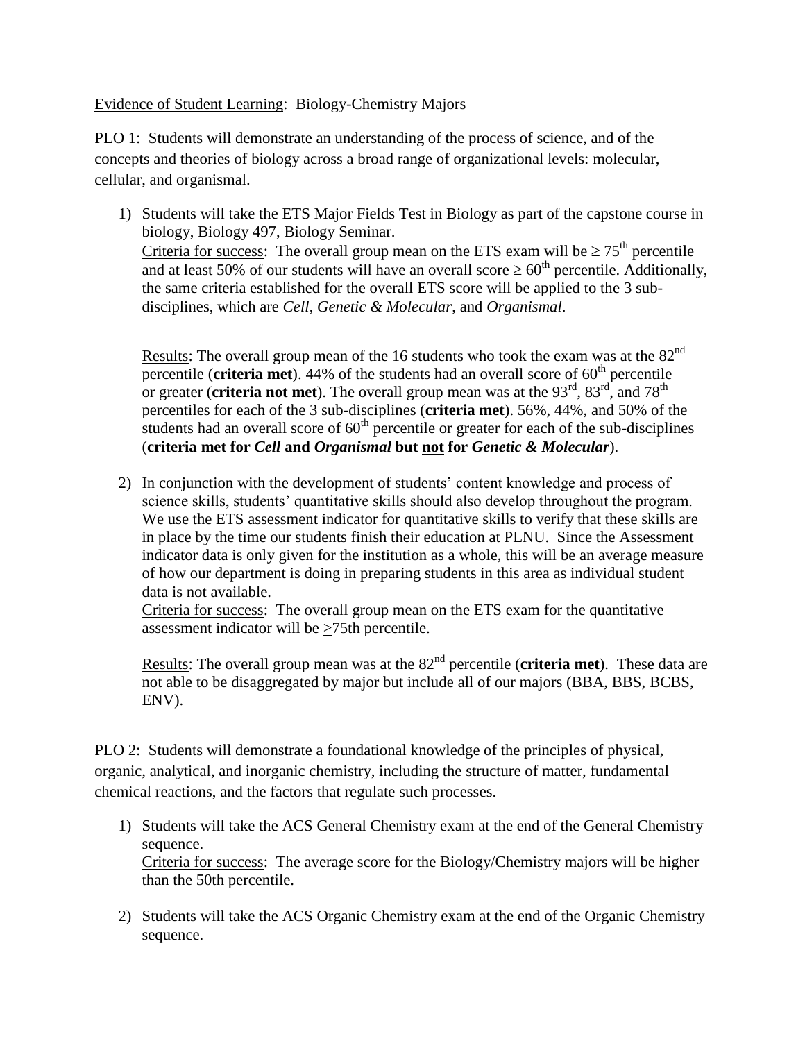Evidence of Student Learning: Biology-Chemistry Majors

PLO 1: Students will demonstrate an understanding of the process of science, and of the concepts and theories of biology across a broad range of organizational levels: molecular, cellular, and organismal.

1) Students will take the ETS Major Fields Test in Biology as part of the capstone course in biology, Biology 497, Biology Seminar.
   Criteria for success: The overall group mean on the ETS exam will be $\geq 75^{th}$ percentile and at least 50% of our students will have an overall score $\geq 60^{th}$ percentile. Additionally, the same criteria established for the overall ETS score will be applied to the 3 sub-disciplines, which are *Cell*, *Genetic & Molecular*, and *Organismal*.

   Results: The overall group mean of the 16 students who took the exam was at the $82^{nd}$ percentile (**criteria met**). 44% of the students had an overall score of $60^{th}$ percentile or greater (**criteria not met**). The overall group mean was at the $93^{rd}$, $83^{rd}$, and $78^{th}$ percentiles for each of the 3 sub-disciplines (**criteria met**). 56%, 44%, and 50% of the students had an overall score of $60^{th}$ percentile or greater for each of the sub-disciplines (**criteria met for *Cell* and *Organismal* but not for *Genetic & Molecular***).

2) In conjunction with the development of students' content knowledge and process of science skills, students' quantitative skills should also develop throughout the program. We use the ETS assessment indicator for quantitative skills to verify that these skills are in place by the time our students finish their education at PLNU. Since the Assessment indicator data is only given for the institution as a whole, this will be an average measure of how our department is doing in preparing students in this area as individual student data is not available.
   Criteria for success: The overall group mean on the ETS exam for the quantitative assessment indicator will be $\geq$75th percentile.

   Results: The overall group mean was at the $82^{nd}$ percentile (**criteria met**). These data are not able to be disaggregated by major but include all of our majors (BBA, BBS, BCBS, ENV).

PLO 2: Students will demonstrate a foundational knowledge of the principles of physical, organic, analytical, and inorganic chemistry, including the structure of matter, fundamental chemical reactions, and the factors that regulate such processes.

1) Students will take the ACS General Chemistry exam at the end of the General Chemistry sequence.
   Criteria for success: The average score for the Biology/Chemistry majors will be higher than the 50th percentile.

2) Students will take the ACS Organic Chemistry exam at the end of the Organic Chemistry sequence.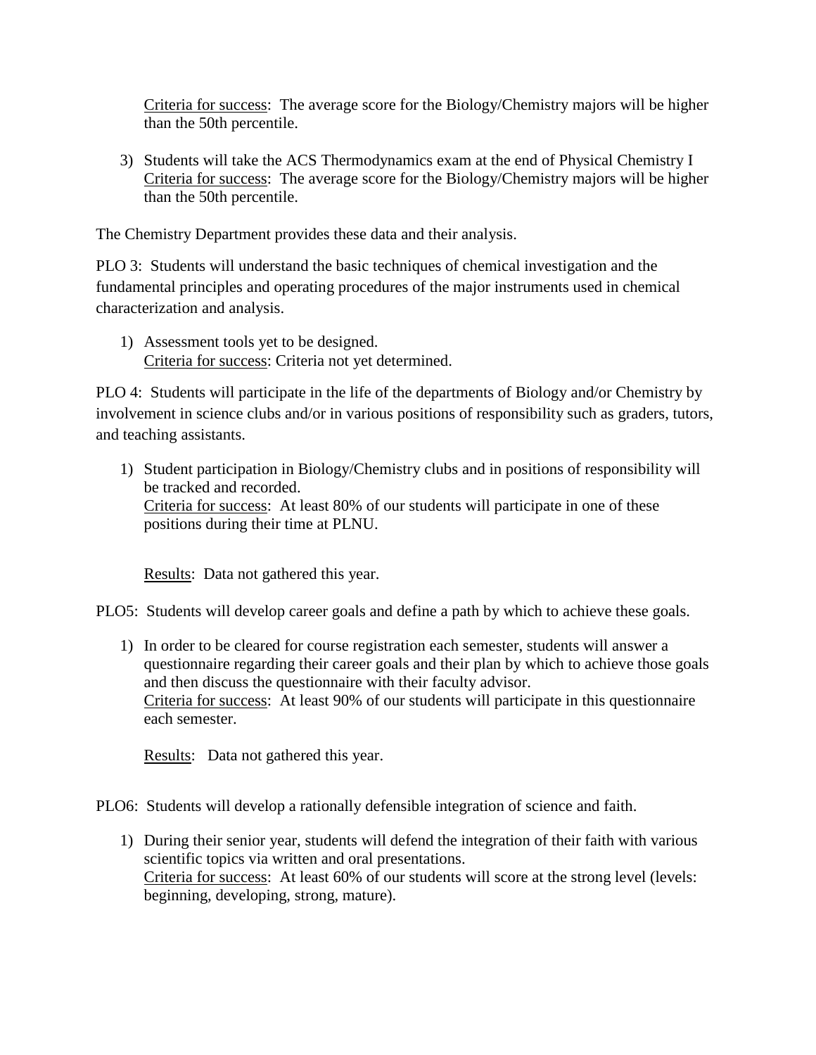Criteria for success: The average score for the Biology/Chemistry majors will be higher than the 50th percentile.

3) Students will take the ACS Thermodynamics exam at the end of Physical Chemistry I
   Criteria for success: The average score for the Biology/Chemistry majors will be higher than the 50th percentile.

The Chemistry Department provides these data and their analysis.

PLO 3: Students will understand the basic techniques of chemical investigation and the fundamental principles and operating procedures of the major instruments used in chemical characterization and analysis.

1) Assessment tools yet to be designed.
   Criteria for success: Criteria not yet determined.

PLO 4: Students will participate in the life of the departments of Biology and/or Chemistry by involvement in science clubs and/or in various positions of responsibility such as graders, tutors, and teaching assistants.

1) Student participation in Biology/Chemistry clubs and in positions of responsibility will be tracked and recorded.
   Criteria for success: At least 80% of our students will participate in one of these positions during their time at PLNU.

   Results: Data not gathered this year.

PLO5: Students will develop career goals and define a path by which to achieve these goals.

1) In order to be cleared for course registration each semester, students will answer a questionnaire regarding their career goals and their plan by which to achieve those goals and then discuss the questionnaire with their faculty advisor.
   Criteria for success: At least 90% of our students will participate in this questionnaire each semester.

   Results: Data not gathered this year.

PLO6: Students will develop a rationally defensible integration of science and faith.

1) During their senior year, students will defend the integration of their faith with various scientific topics via written and oral presentations.
   Criteria for success: At least 60% of our students will score at the strong level (levels: beginning, developing, strong, mature).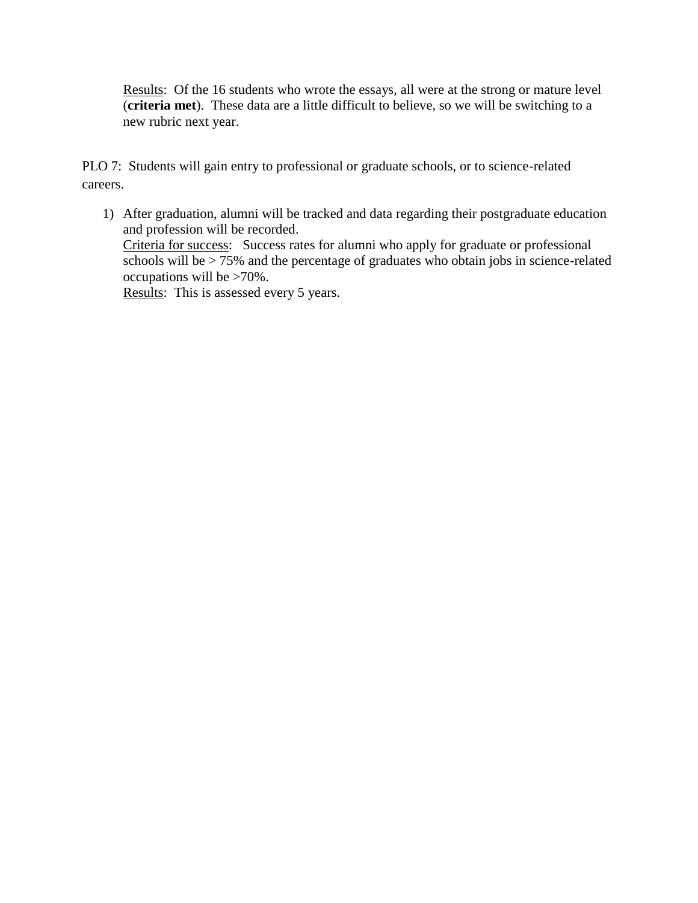Results: Of the 16 students who wrote the essays, all were at the strong or mature level (**criteria met**). These data are a little difficult to believe, so we will be switching to a new rubric next year.

PLO 7: Students will gain entry to professional or graduate schools, or to science-related careers.

1) After graduation, alumni will be tracked and data regarding their postgraduate education and profession will be recorded.
   Criteria for success: Success rates for alumni who apply for graduate or professional schools will be > 75% and the percentage of graduates who obtain jobs in science-related occupations will be >70%.
   Results: This is assessed every 5 years.